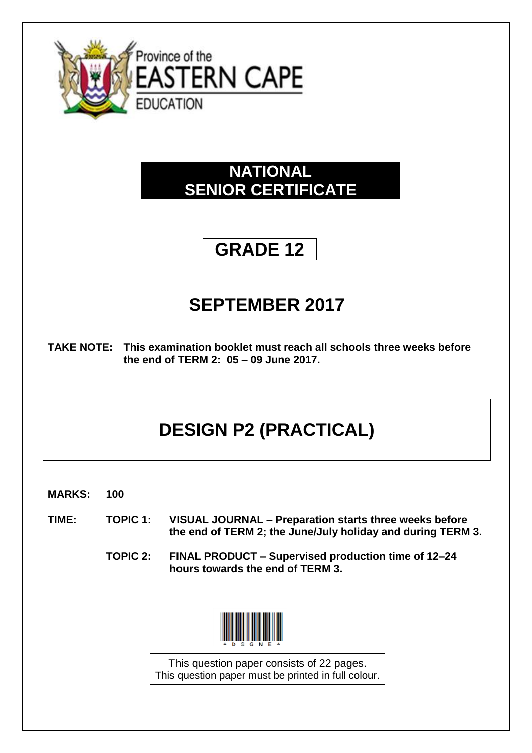Province of the
EASTERN CAPE
EDUCATION

# NATIONAL SENIOR CERTIFICATE

## GRADE 12

## SEPTEMBER 2017

**TAKE NOTE: This examination booklet must reach all schools three weeks before the end of TERM 2: 05 – 09 June 2017.**

# DESIGN P2 (PRACTICAL)

**MARKS: 100**

**TIME:**

**TOPIC 1: VISUAL JOURNAL – Preparation starts three weeks before the end of TERM 2; the June/July holiday and during TERM 3.**

**TOPIC 2: FINAL PRODUCT – Supervised production time of 12–24 hours towards the end of TERM 3.**

This question paper consists of 22 pages.
This question paper must be printed in full colour.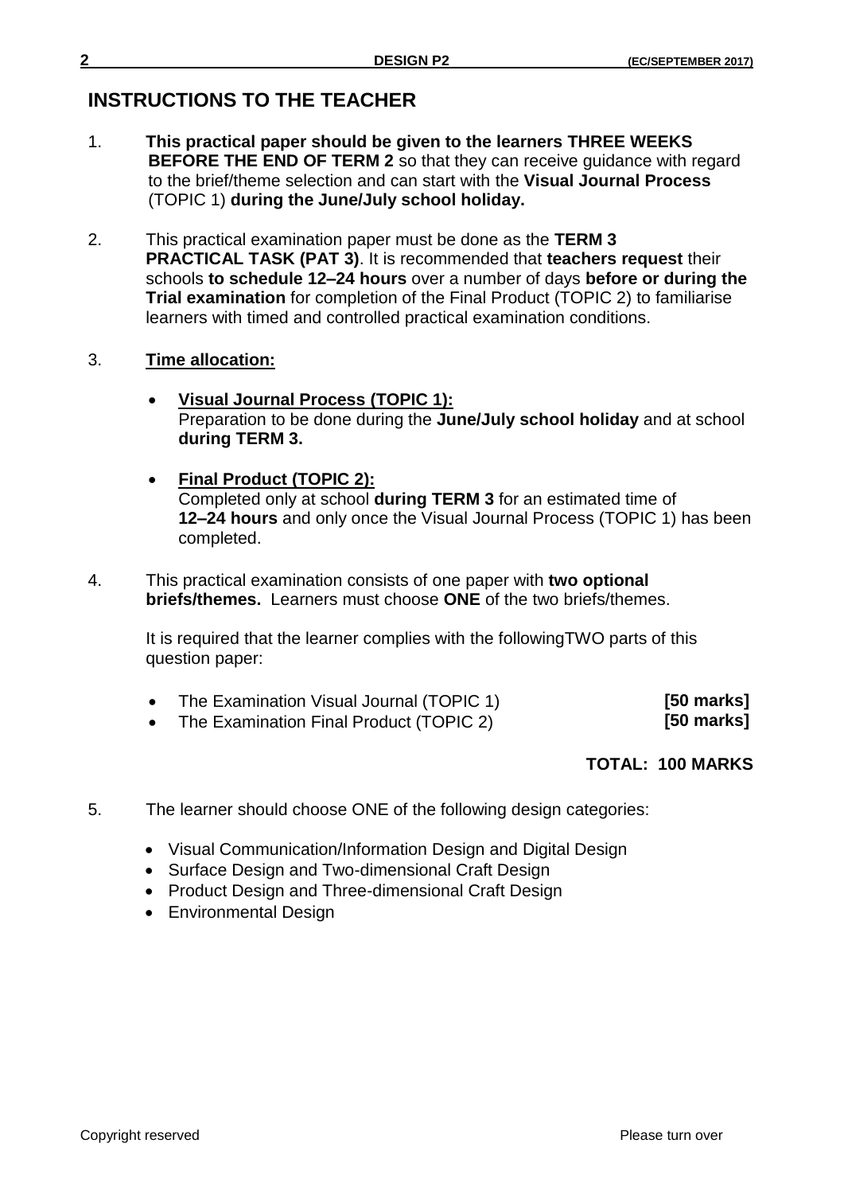## INSTRUCTIONS TO THE TEACHER

1. **This practical paper should be given to the learners THREE WEEKS BEFORE THE END OF TERM 2** so that they can receive guidance with regard to the brief/theme selection and can start with the **Visual Journal Process** (TOPIC 1) **during the June/July school holiday.**

2. This practical examination paper must be done as the **TERM 3 PRACTICAL TASK (PAT 3)**. It is recommended that **teachers request** their schools **to schedule 12–24 hours** over a number of days **before or during the Trial examination** for completion of the Final Product (TOPIC 2) to familiarise learners with timed and controlled practical examination conditions.

3. **Time allocation:**

   - **Visual Journal Process (TOPIC 1):**
     Preparation to be done during the **June/July school holiday** and at school **during TERM 3.**

   - **Final Product (TOPIC 2):**
     Completed only at school **during TERM 3** for an estimated time of **12–24 hours** and only once the Visual Journal Process (TOPIC 1) has been completed.

4. This practical examination consists of one paper with **two optional briefs/themes.** Learners must choose **ONE** of the two briefs/themes.

   It is required that the learner complies with the followingTWO parts of this question paper:

   - The Examination Visual Journal (TOPIC 1) **[50 marks]**
   - The Examination Final Product (TOPIC 2) **[50 marks]**

   **TOTAL: 100 MARKS**

5. The learner should choose ONE of the following design categories:

   - Visual Communication/Information Design and Digital Design
   - Surface Design and Two-dimensional Craft Design
   - Product Design and Three-dimensional Craft Design
   - Environmental Design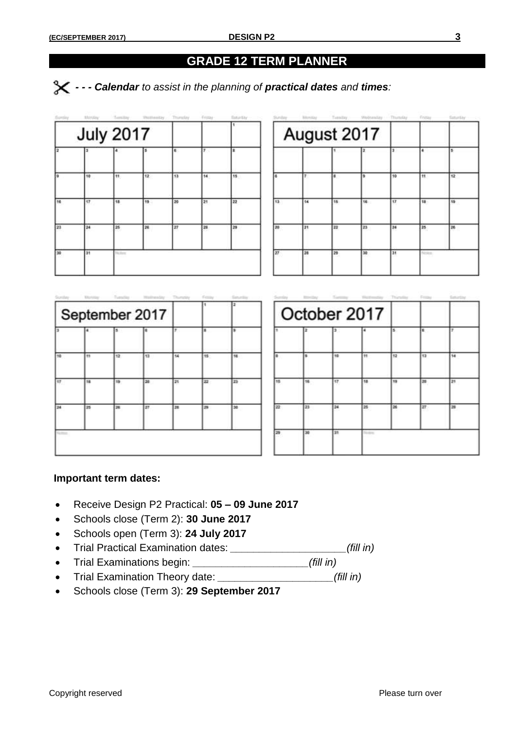## GRADE 12 TERM PLANNER

✂ *- - - **Calendar** to assist in the planning of **practical dates** and **times**:*

**July 2017**

| Sunday | Monday | Tuesday | Wednesday | Thursday | Friday | Saturday |
|---|---|---|---|---|---|---|
| | | | | | | 1 |
| 2 | 3 | 4 | 5 | 6 | 7 | 8 |
| 9 | 10 | 11 | 12 | 13 | 14 | 15 |
| 16 | 17 | 18 | 19 | 20 | 21 | 22 |
| 23 | 24 | 25 | 26 | 27 | 28 | 29 |
| 30 | 31 | Notes: | | | | |

**August 2017**

| Sunday | Monday | Tuesday | Wednesday | Thursday | Friday | Saturday |
|---|---|---|---|---|---|---|
| | | 1 | 2 | 3 | 4 | 5 |
| 6 | 7 | 8 | 9 | 10 | 11 | 12 |
| 13 | 14 | 15 | 16 | 17 | 18 | 19 |
| 20 | 21 | 22 | 23 | 24 | 25 | 26 |
| 27 | 28 | 29 | 30 | 31 | Notes: | |

**September 2017**

| Sunday | Monday | Tuesday | Wednesday | Thursday | Friday | Saturday |
|---|---|---|---|---|---|---|
| | | | | | 1 | 2 |
| 3 | 4 | 5 | 6 | 7 | 8 | 9 |
| 10 | 11 | 12 | 13 | 14 | 15 | 16 |
| 17 | 18 | 19 | 20 | 21 | 22 | 23 |
| 24 | 25 | 26 | 27 | 28 | 29 | 30 |
| Notes: | | | | | | |

**October 2017**

| Sunday | Monday | Tuesday | Wednesday | Thursday | Friday | Saturday |
|---|---|---|---|---|---|---|
| 1 | 2 | 3 | 4 | 5 | 6 | 7 |
| 8 | 9 | 10 | 11 | 12 | 13 | 14 |
| 15 | 16 | 17 | 18 | 19 | 20 | 21 |
| 22 | 23 | 24 | 25 | 26 | 27 | 28 |
| 29 | 30 | 31 | Notes: | | | |

**Important term dates:**

- Receive Design P2 Practical: **05 – 09 June 2017**
- Schools close (Term 2): **30 June 2017**
- Schools open (Term 3): **24 July 2017**
- Trial Practical Examination dates: ____________________*(fill in)*
- Trial Examinations begin: ____________________*(fill in)*
- Trial Examination Theory date: ____________________*(fill in)*
- Schools close (Term 3): **29 September 2017**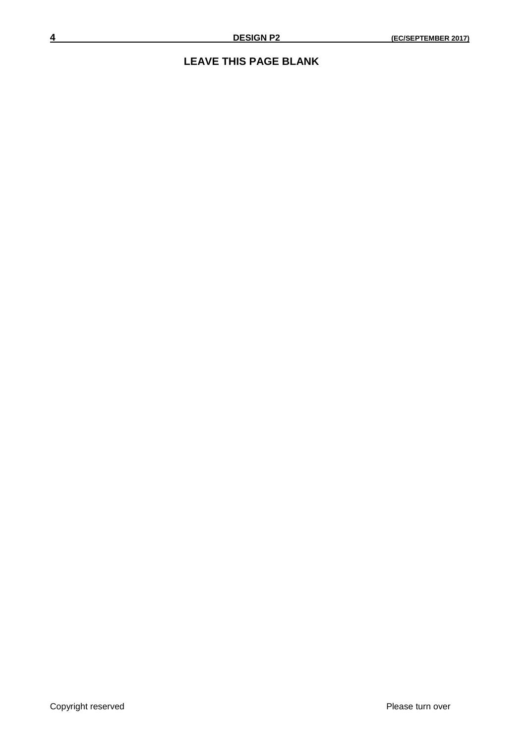**LEAVE THIS PAGE BLANK**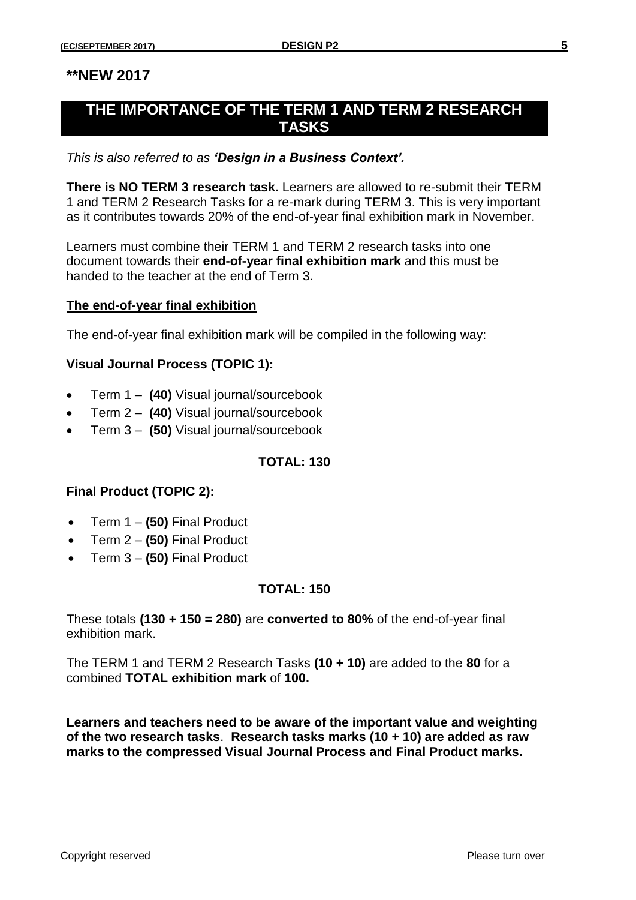**\*\*NEW 2017**

## THE IMPORTANCE OF THE TERM 1 AND TERM 2 RESEARCH TASKS

*This is also referred to as **'Design in a Business Context'.***

**There is NO TERM 3 research task.** Learners are allowed to re-submit their TERM 1 and TERM 2 Research Tasks for a re-mark during TERM 3. This is very important as it contributes towards 20% of the end-of-year final exhibition mark in November.

Learners must combine their TERM 1 and TERM 2 research tasks into one document towards their **end-of-year final exhibition mark** and this must be handed to the teacher at the end of Term 3.

### The end-of-year final exhibition

The end-of-year final exhibition mark will be compiled in the following way:

**Visual Journal Process (TOPIC 1):**

- Term 1 – **(40)** Visual journal/sourcebook
- Term 2 – **(40)** Visual journal/sourcebook
- Term 3 – **(50)** Visual journal/sourcebook

**TOTAL: 130**

**Final Product (TOPIC 2):**

- Term 1 – **(50)** Final Product
- Term 2 – **(50)** Final Product
- Term 3 – **(50)** Final Product

**TOTAL: 150**

These totals **(130 + 150 = 280)** are **converted to 80%** of the end-of-year final exhibition mark.

The TERM 1 and TERM 2 Research Tasks **(10 + 10)** are added to the **80** for a combined **TOTAL exhibition mark** of **100.**

**Learners and teachers need to be aware of the important value and weighting of the two research tasks**. **Research tasks marks (10 + 10) are added as raw marks to the compressed Visual Journal Process and Final Product marks.**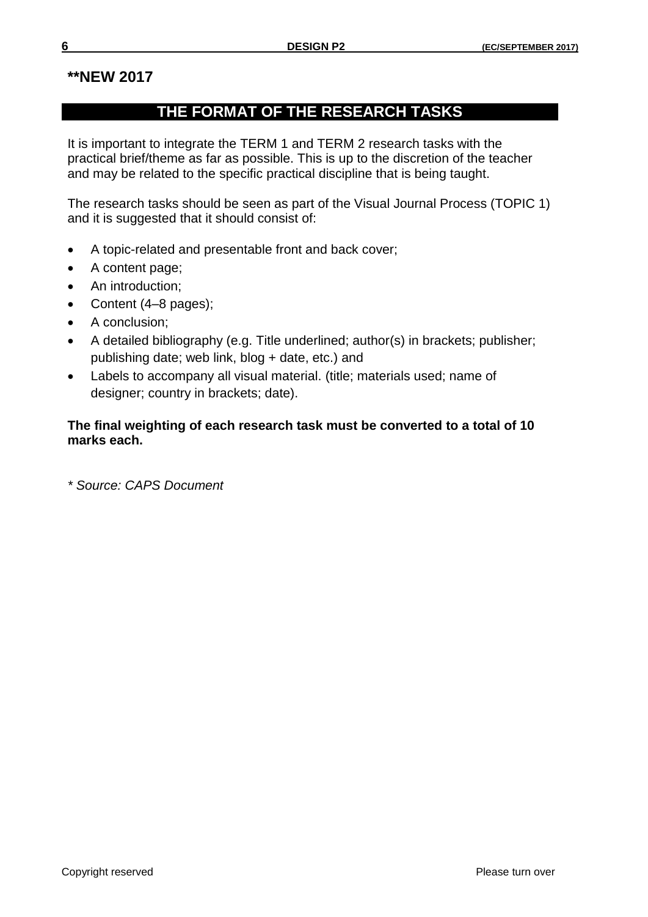**\*\*NEW 2017**

## THE FORMAT OF THE RESEARCH TASKS

It is important to integrate the TERM 1 and TERM 2 research tasks with the practical brief/theme as far as possible. This is up to the discretion of the teacher and may be related to the specific practical discipline that is being taught.

The research tasks should be seen as part of the Visual Journal Process (TOPIC 1) and it is suggested that it should consist of:

- A topic-related and presentable front and back cover;
- A content page;
- An introduction;
- Content (4–8 pages);
- A conclusion;
- A detailed bibliography (e.g. Title underlined; author(s) in brackets; publisher; publishing date; web link, blog + date, etc.) and
- Labels to accompany all visual material. (title; materials used; name of designer; country in brackets; date).

**The final weighting of each research task must be converted to a total of 10 marks each.**

*\* Source: CAPS Document*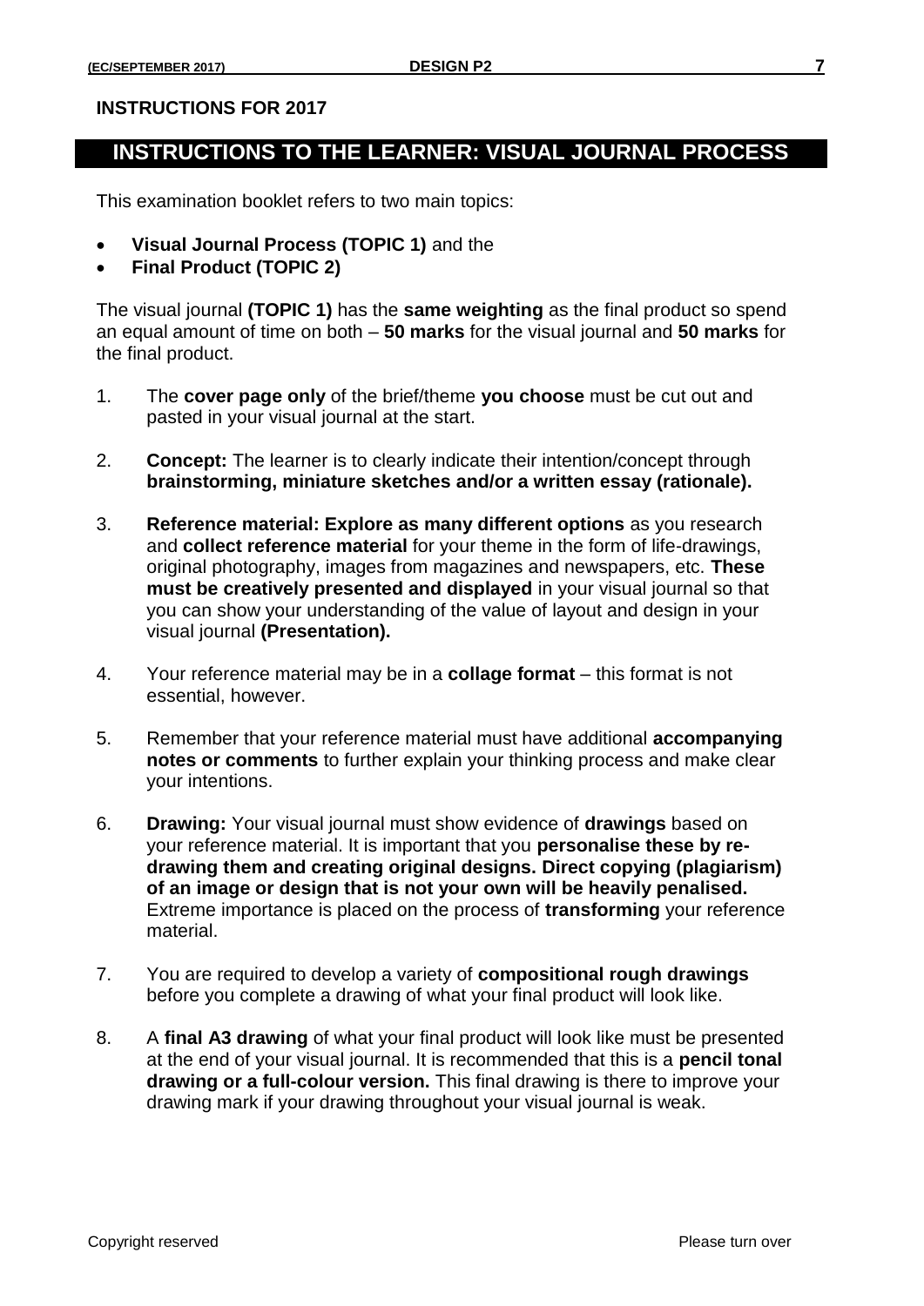**INSTRUCTIONS FOR 2017**

## INSTRUCTIONS TO THE LEARNER: VISUAL JOURNAL PROCESS

This examination booklet refers to two main topics:

- **Visual Journal Process (TOPIC 1)** and the
- **Final Product (TOPIC 2)**

The visual journal **(TOPIC 1)** has the **same weighting** as the final product so spend an equal amount of time on both – **50 marks** for the visual journal and **50 marks** for the final product.

1. The **cover page only** of the brief/theme **you choose** must be cut out and pasted in your visual journal at the start.

2. **Concept:** The learner is to clearly indicate their intention/concept through **brainstorming, miniature sketches and/or a written essay (rationale).**

3. **Reference material: Explore as many different options** as you research and **collect reference material** for your theme in the form of life-drawings, original photography, images from magazines and newspapers, etc. **These must be creatively presented and displayed** in your visual journal so that you can show your understanding of the value of layout and design in your visual journal **(Presentation).**

4. Your reference material may be in a **collage format** – this format is not essential, however.

5. Remember that your reference material must have additional **accompanying notes or comments** to further explain your thinking process and make clear your intentions.

6. **Drawing:** Your visual journal must show evidence of **drawings** based on your reference material. It is important that you **personalise these by re-drawing them and creating original designs. Direct copying (plagiarism) of an image or design that is not your own will be heavily penalised.** Extreme importance is placed on the process of **transforming** your reference material.

7. You are required to develop a variety of **compositional rough drawings** before you complete a drawing of what your final product will look like.

8. A **final A3 drawing** of what your final product will look like must be presented at the end of your visual journal. It is recommended that this is a **pencil tonal drawing or a full-colour version.** This final drawing is there to improve your drawing mark if your drawing throughout your visual journal is weak.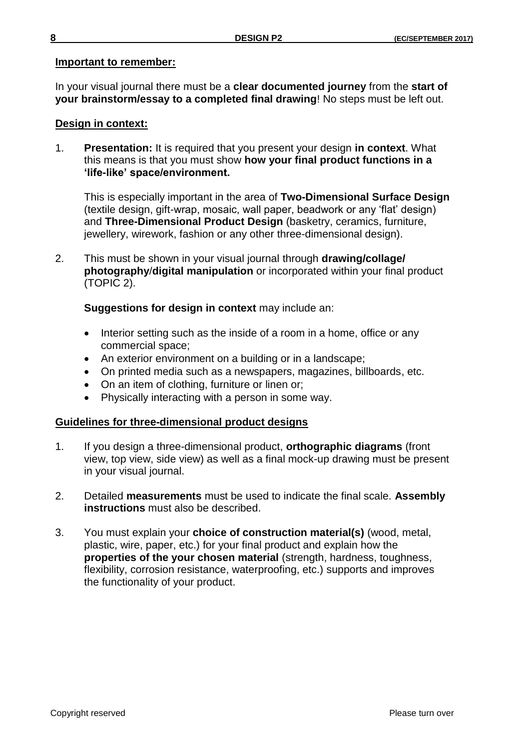**Important to remember:**

In your visual journal there must be a **clear documented journey** from the **start of your brainstorm/essay to a completed final drawing**! No steps must be left out.

**Design in context:**

1. **Presentation:** It is required that you present your design **in context**. What this means is that you must show **how your final product functions in a 'life-like' space/environment.**

   This is especially important in the area of **Two-Dimensional Surface Design** (textile design, gift-wrap, mosaic, wall paper, beadwork or any 'flat' design) and **Three-Dimensional Product Design** (basketry, ceramics, furniture, jewellery, wirework, fashion or any other three-dimensional design).

2. This must be shown in your visual journal through **drawing/collage/ photography/digital manipulation** or incorporated within your final product (TOPIC 2).

   **Suggestions for design in context** may include an:

   - Interior setting such as the inside of a room in a home, office or any commercial space;
   - An exterior environment on a building or in a landscape;
   - On printed media such as a newspapers, magazines, billboards, etc.
   - On an item of clothing, furniture or linen or;
   - Physically interacting with a person in some way.

**Guidelines for three-dimensional product designs**

1. If you design a three-dimensional product, **orthographic diagrams** (front view, top view, side view) as well as a final mock-up drawing must be present in your visual journal.

2. Detailed **measurements** must be used to indicate the final scale. **Assembly instructions** must also be described.

3. You must explain your **choice of construction material(s)** (wood, metal, plastic, wire, paper, etc.) for your final product and explain how the **properties of the your chosen material** (strength, hardness, toughness, flexibility, corrosion resistance, waterproofing, etc.) supports and improves the functionality of your product.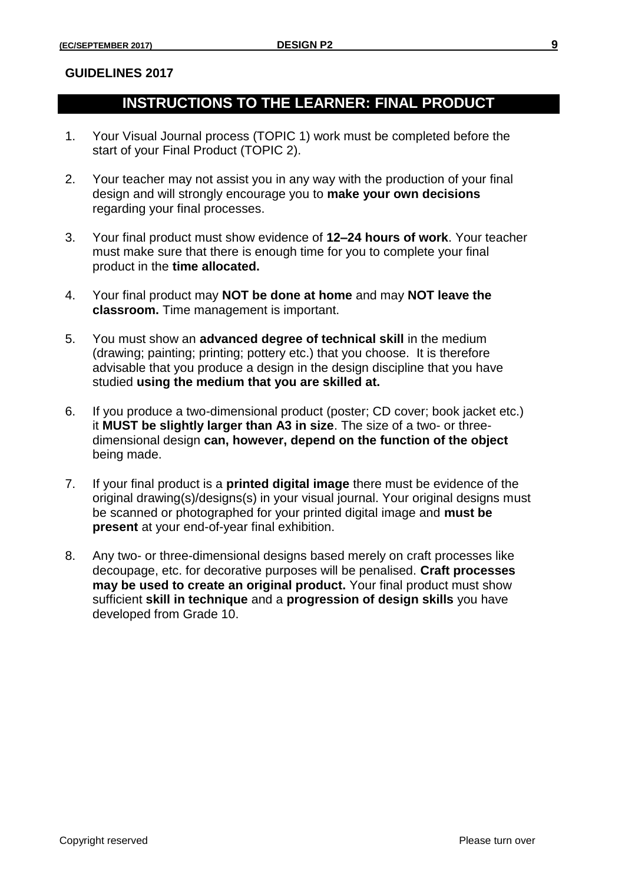**GUIDELINES 2017**

## INSTRUCTIONS TO THE LEARNER: FINAL PRODUCT

1. Your Visual Journal process (TOPIC 1) work must be completed before the start of your Final Product (TOPIC 2).

2. Your teacher may not assist you in any way with the production of your final design and will strongly encourage you to **make your own decisions** regarding your final processes.

3. Your final product must show evidence of **12–24 hours of work**. Your teacher must make sure that there is enough time for you to complete your final product in the **time allocated.**

4. Your final product may **NOT be done at home** and may **NOT leave the classroom.** Time management is important.

5. You must show an **advanced degree of technical skill** in the medium (drawing; painting; printing; pottery etc.) that you choose. It is therefore advisable that you produce a design in the design discipline that you have studied **using the medium that you are skilled at.**

6. If you produce a two-dimensional product (poster; CD cover; book jacket etc.) it **MUST be slightly larger than A3 in size**. The size of a two- or three-dimensional design **can, however, depend on the function of the object** being made.

7. If your final product is a **printed digital image** there must be evidence of the original drawing(s)/designs(s) in your visual journal. Your original designs must be scanned or photographed for your printed digital image and **must be present** at your end-of-year final exhibition.

8. Any two- or three-dimensional designs based merely on craft processes like decoupage, etc. for decorative purposes will be penalised. **Craft processes may be used to create an original product.** Your final product must show sufficient **skill in technique** and a **progression of design skills** you have developed from Grade 10.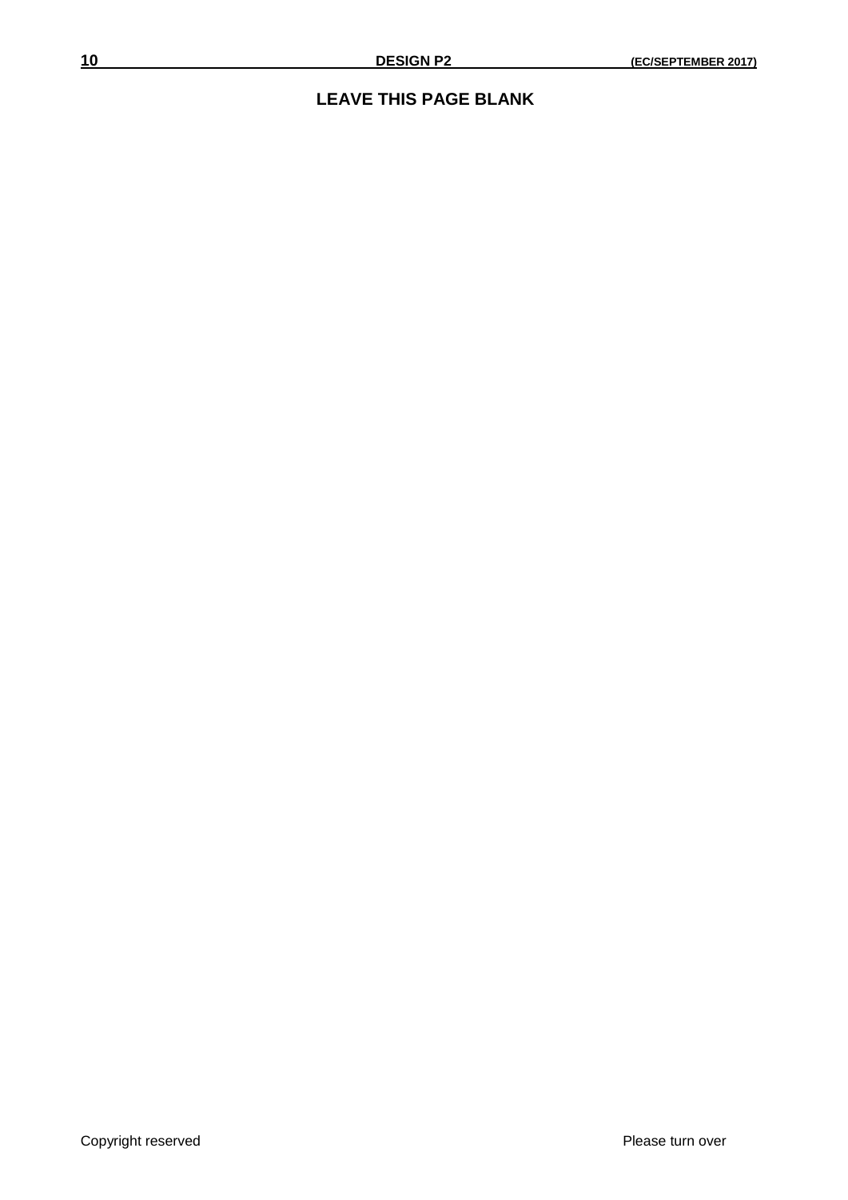**LEAVE THIS PAGE BLANK**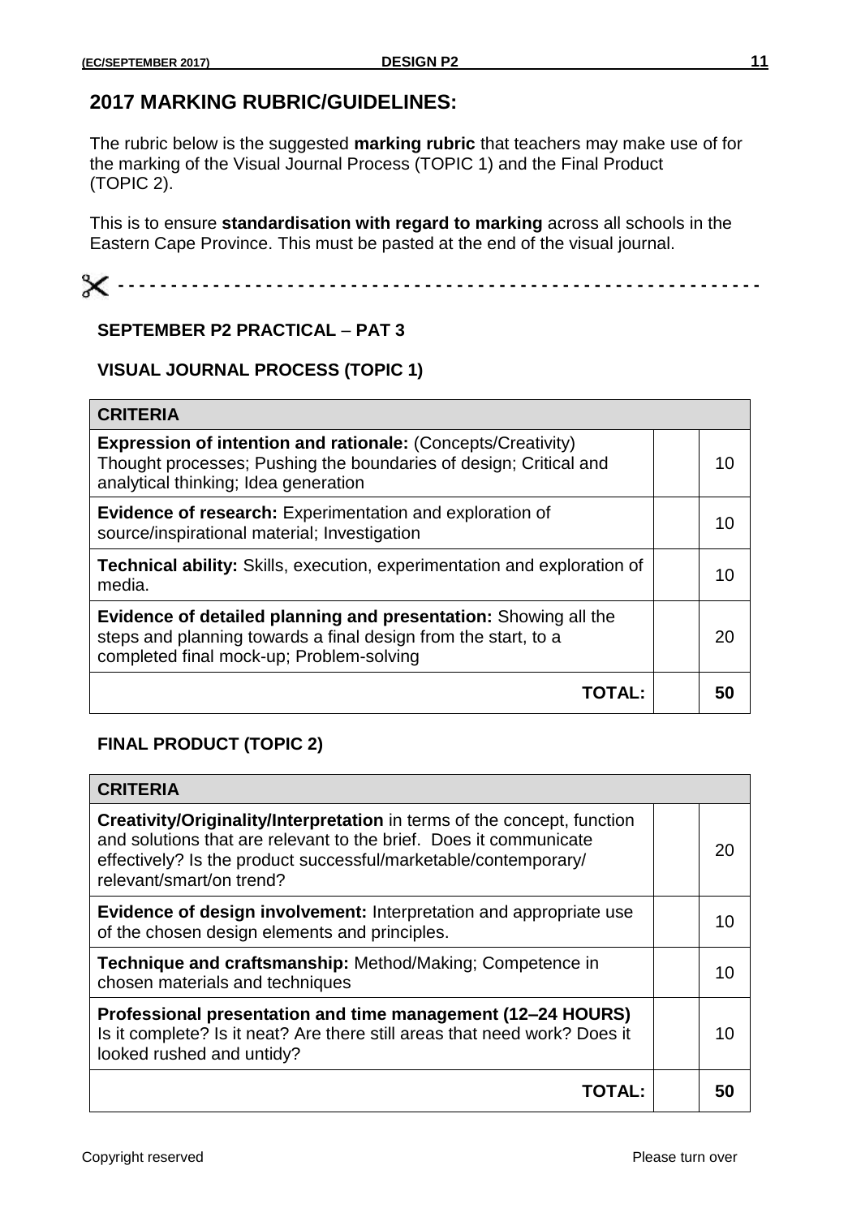## 2017 MARKING RUBRIC/GUIDELINES:

The rubric below is the suggested **marking rubric** that teachers may make use of for the marking of the Visual Journal Process (TOPIC 1) and the Final Product (TOPIC 2).

This is to ensure **standardisation with regard to marking** across all schools in the Eastern Cape Province. This must be pasted at the end of the visual journal.

✂ - - - - - - - - - - - - - - - - - - - - - - - - - - - - - - - - - - - - - - - - - - - - - - - - - - - - - - -

### SEPTEMBER P2 PRACTICAL – PAT 3

### VISUAL JOURNAL PROCESS (TOPIC 1)

| CRITERIA | | |
|---|---|---|
| **Expression of intention and rationale:** (Concepts/Creativity) Thought processes; Pushing the boundaries of design; Critical and analytical thinking; Idea generation | | 10 |
| **Evidence of research:** Experimentation and exploration of source/inspirational material; Investigation | | 10 |
| **Technical ability:** Skills, execution, experimentation and exploration of media. | | 10 |
| **Evidence of detailed planning and presentation:** Showing all the steps and planning towards a final design from the start, to a completed final mock-up; Problem-solving | | 20 |
| **TOTAL:** | | **50** |

### FINAL PRODUCT (TOPIC 2)

| CRITERIA | | |
|---|---|---|
| **Creativity/Originality/Interpretation** in terms of the concept, function and solutions that are relevant to the brief. Does it communicate effectively? Is the product successful/marketable/contemporary/ relevant/smart/on trend? | | 20 |
| **Evidence of design involvement:** Interpretation and appropriate use of the chosen design elements and principles. | | 10 |
| **Technique and craftsmanship:** Method/Making; Competence in chosen materials and techniques | | 10 |
| **Professional presentation and time management (12–24 HOURS)** Is it complete? Is it neat? Are there still areas that need work? Does it looked rushed and untidy? | | 10 |
| **TOTAL:** | | **50** |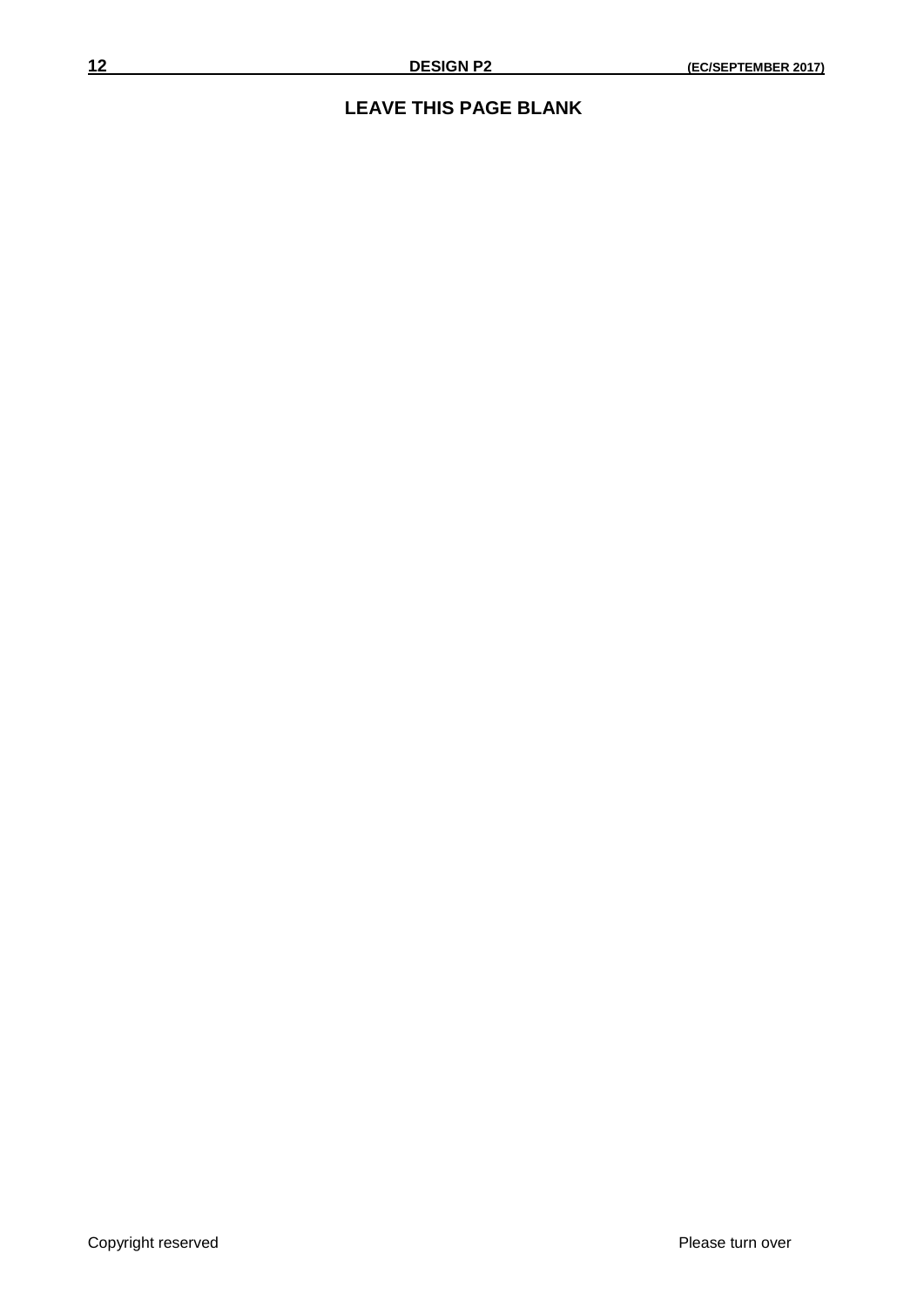**LEAVE THIS PAGE BLANK**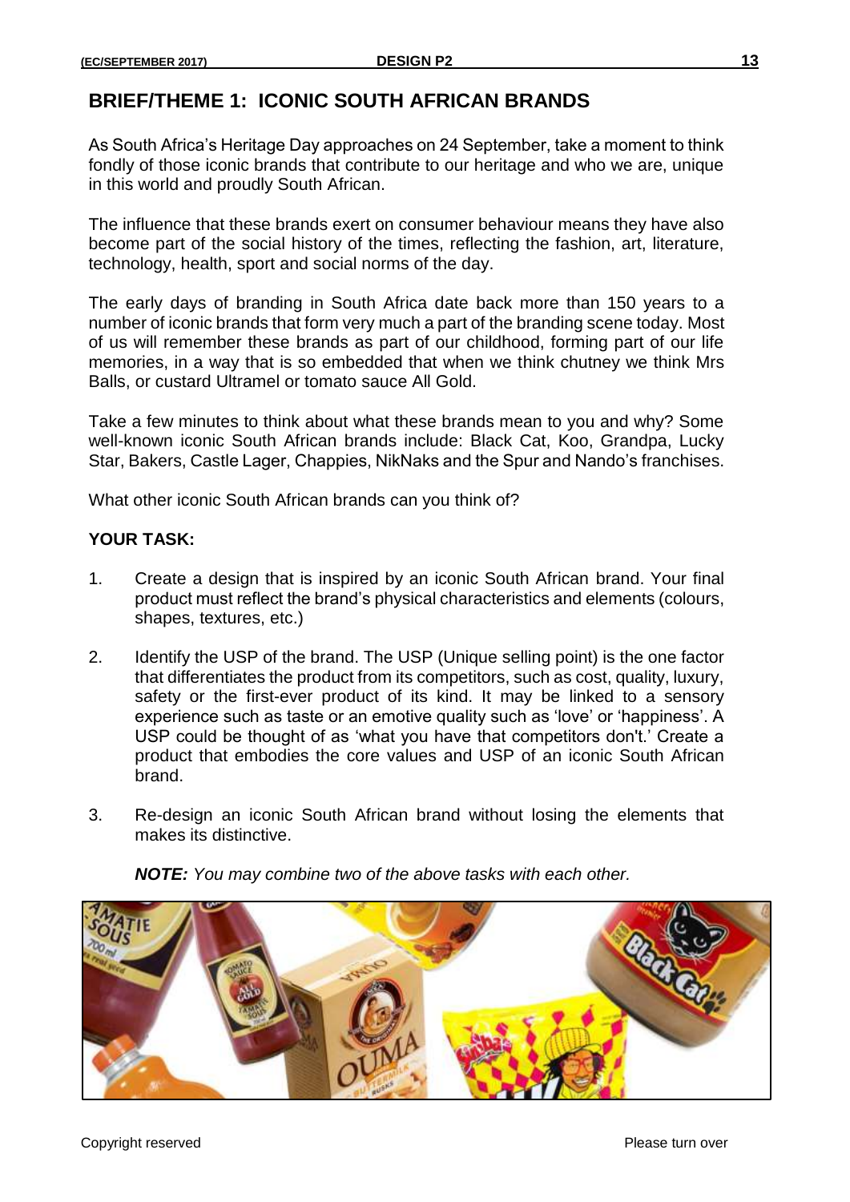## BRIEF/THEME 1: ICONIC SOUTH AFRICAN BRANDS

As South Africa's Heritage Day approaches on 24 September, take a moment to think fondly of those iconic brands that contribute to our heritage and who we are, unique in this world and proudly South African.

The influence that these brands exert on consumer behaviour means they have also become part of the social history of the times, reflecting the fashion, art, literature, technology, health, sport and social norms of the day.

The early days of branding in South Africa date back more than 150 years to a number of iconic brands that form very much a part of the branding scene today. Most of us will remember these brands as part of our childhood, forming part of our life memories, in a way that is so embedded that when we think chutney we think Mrs Balls, or custard Ultramel or tomato sauce All Gold.

Take a few minutes to think about what these brands mean to you and why? Some well-known iconic South African brands include: Black Cat, Koo, Grandpa, Lucky Star, Bakers, Castle Lager, Chappies, NikNaks and the Spur and Nando's franchises.

What other iconic South African brands can you think of?

**YOUR TASK:**

1. Create a design that is inspired by an iconic South African brand. Your final product must reflect the brand's physical characteristics and elements (colours, shapes, textures, etc.)
2. Identify the USP of the brand. The USP (Unique selling point) is the one factor that differentiates the product from its competitors, such as cost, quality, luxury, safety or the first-ever product of its kind. It may be linked to a sensory experience such as taste or an emotive quality such as 'love' or 'happiness'. A USP could be thought of as 'what you have that competitors don't.' Create a product that embodies the core values and USP of an iconic South African brand.
3. Re-design an iconic South African brand without losing the elements that makes its distinctive.

***NOTE:*** *You may combine two of the above tasks with each other.*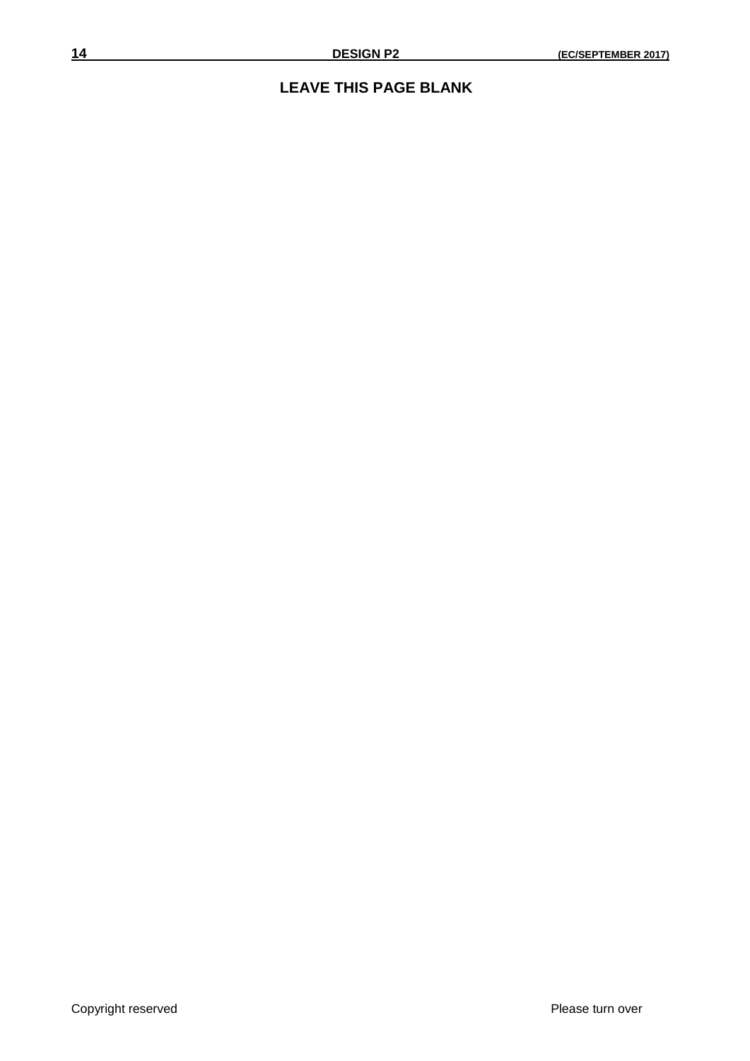**LEAVE THIS PAGE BLANK**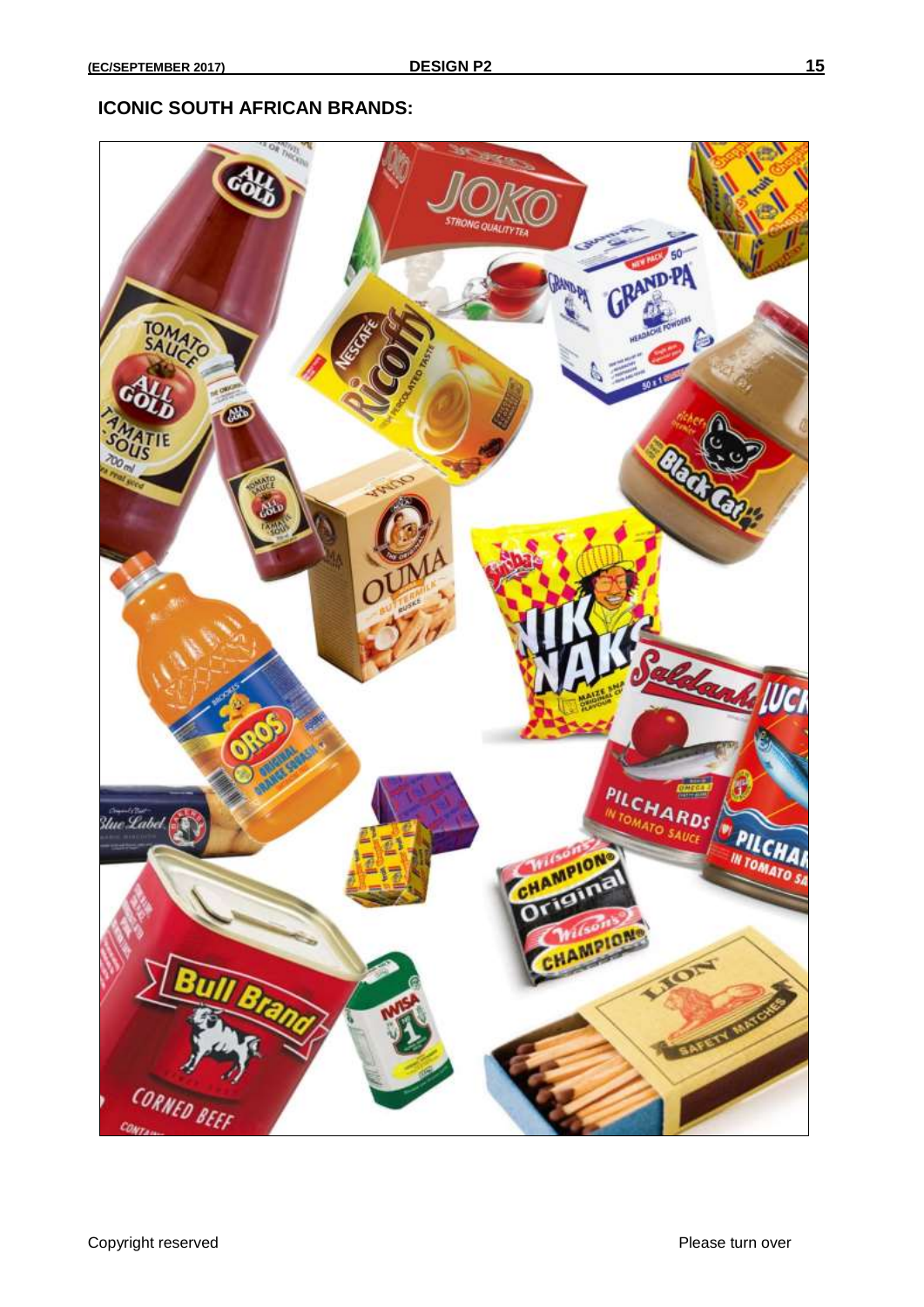## ICONIC SOUTH AFRICAN BRANDS: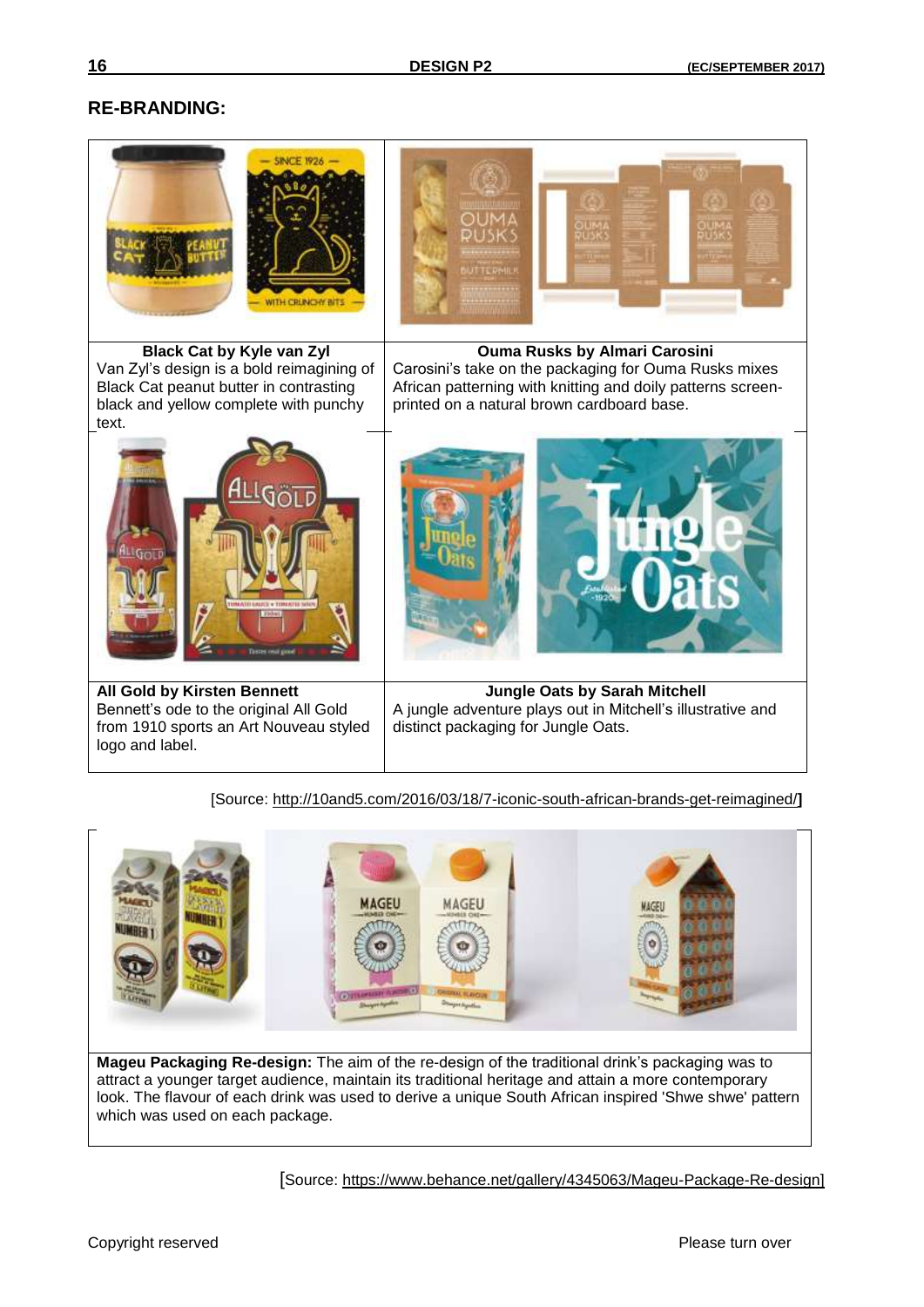## RE-BRANDING:

**Black Cat by Kyle van Zyl**
Van Zyl's design is a bold reimagining of Black Cat peanut butter in contrasting black and yellow complete with punchy text.

**Ouma Rusks by Almari Carosini**
Carosini's take on the packaging for Ouma Rusks mixes African patterning with knitting and doily patterns screen-printed on a natural brown cardboard base.

**All Gold by Kirsten Bennett**
Bennett's ode to the original All Gold from 1910 sports an Art Nouveau styled logo and label.

**Jungle Oats by Sarah Mitchell**
A jungle adventure plays out in Mitchell's illustrative and distinct packaging for Jungle Oats.

[Source: http://10and5.com/2016/03/18/7-iconic-south-african-brands-get-reimagined/]

**Mageu Packaging Re-design:** The aim of the re-design of the traditional drink's packaging was to attract a younger target audience, maintain its traditional heritage and attain a more contemporary look. The flavour of each drink was used to derive a unique South African inspired 'Shwe shwe' pattern which was used on each package.

[Source: https://www.behance.net/gallery/4345063/Mageu-Package-Re-design]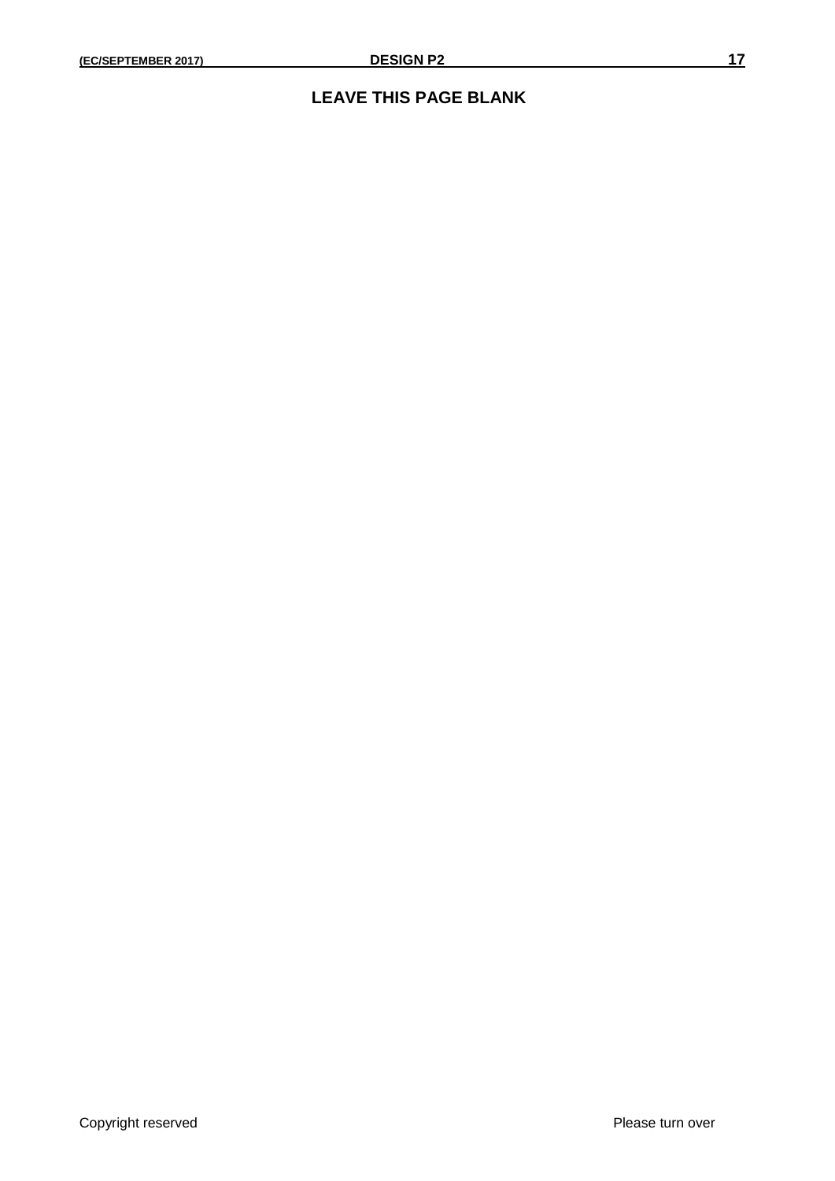**LEAVE THIS PAGE BLANK**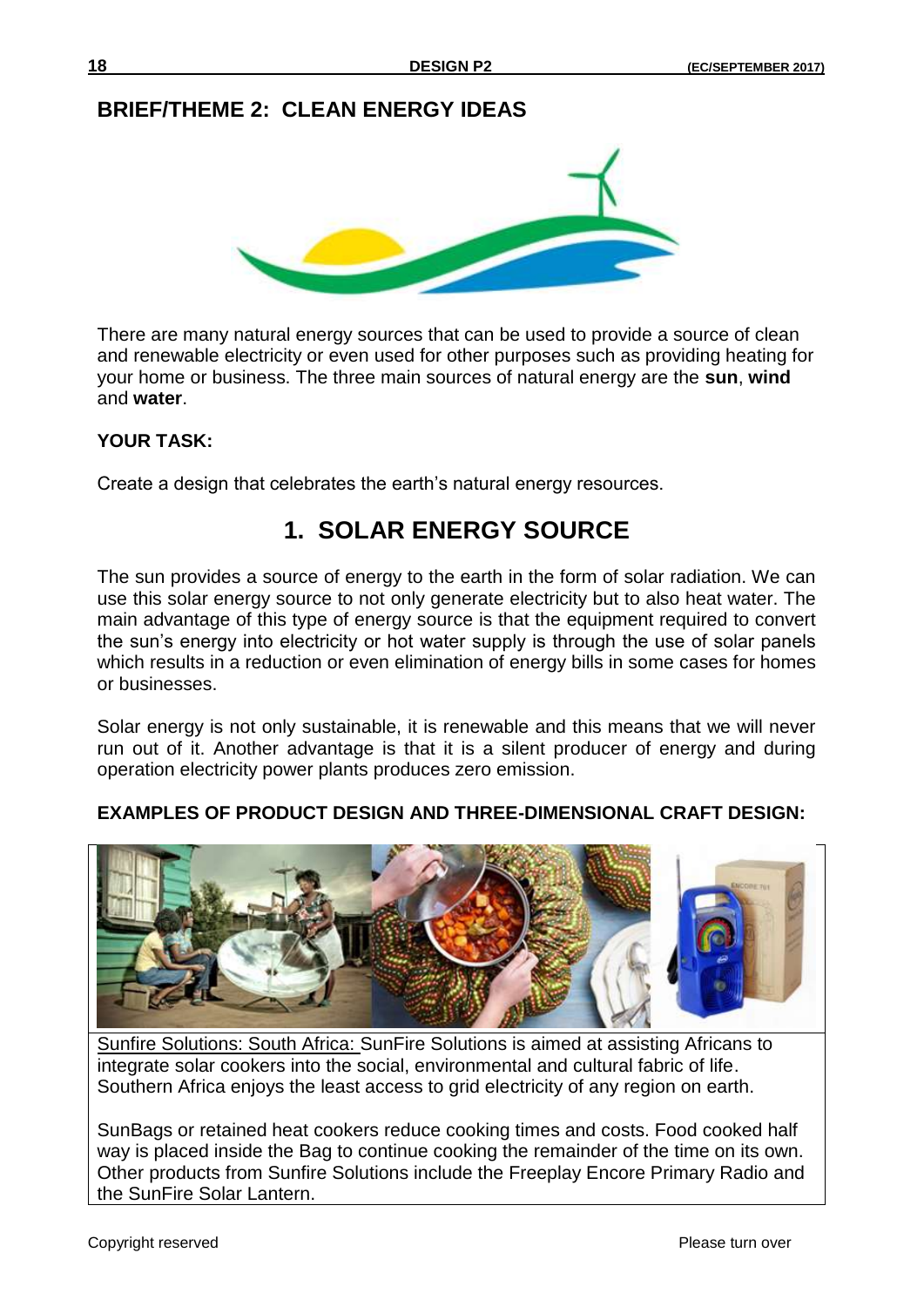## BRIEF/THEME 2: CLEAN ENERGY IDEAS

There are many natural energy sources that can be used to provide a source of clean and renewable electricity or even used for other purposes such as providing heating for your home or business. The three main sources of natural energy are the **sun**, **wind** and **water**.

**YOUR TASK:**

Create a design that celebrates the earth's natural energy resources.

## 1. SOLAR ENERGY SOURCE

The sun provides a source of energy to the earth in the form of solar radiation. We can use this solar energy source to not only generate electricity but to also heat water. The main advantage of this type of energy source is that the equipment required to convert the sun's energy into electricity or hot water supply is through the use of solar panels which results in a reduction or even elimination of energy bills in some cases for homes or businesses.

Solar energy is not only sustainable, it is renewable and this means that we will never run out of it. Another advantage is that it is a silent producer of energy and during operation electricity power plants produces zero emission.

**EXAMPLES OF PRODUCT DESIGN AND THREE-DIMENSIONAL CRAFT DESIGN:**

Sunfire Solutions: South Africa: SunFire Solutions is aimed at assisting Africans to integrate solar cookers into the social, environmental and cultural fabric of life. Southern Africa enjoys the least access to grid electricity of any region on earth.

SunBags or retained heat cookers reduce cooking times and costs. Food cooked half way is placed inside the Bag to continue cooking the remainder of the time on its own. Other products from Sunfire Solutions include the Freeplay Encore Primary Radio and the SunFire Solar Lantern.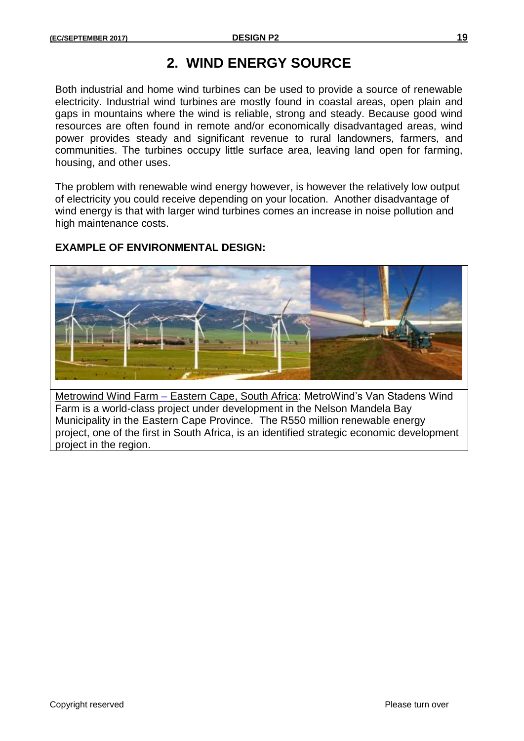# 2. WIND ENERGY SOURCE

Both industrial and home wind turbines can be used to provide a source of renewable electricity. Industrial wind turbines are mostly found in coastal areas, open plain and gaps in mountains where the wind is reliable, strong and steady. Because good wind resources are often found in remote and/or economically disadvantaged areas, wind power provides steady and significant revenue to rural landowners, farmers, and communities. The turbines occupy little surface area, leaving land open for farming, housing, and other uses.

The problem with renewable wind energy however, is however the relatively low output of electricity you could receive depending on your location. Another disadvantage of wind energy is that with larger wind turbines comes an increase in noise pollution and high maintenance costs.

**EXAMPLE OF ENVIRONMENTAL DESIGN:**

Metrowind Wind Farm – Eastern Cape, South Africa: MetroWind's Van Stadens Wind Farm is a world-class project under development in the Nelson Mandela Bay Municipality in the Eastern Cape Province. The R550 million renewable energy project, one of the first in South Africa, is an identified strategic economic development project in the region.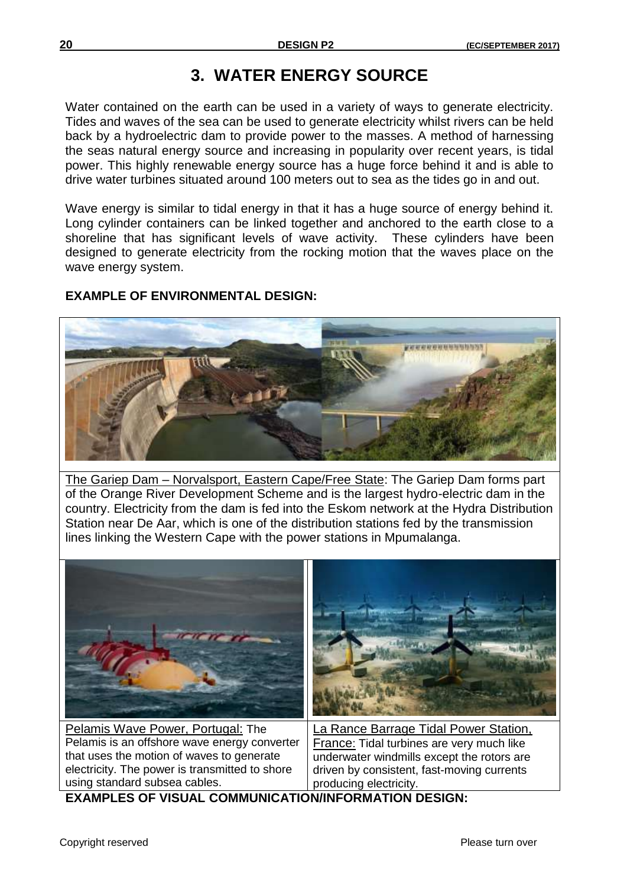# 3. WATER ENERGY SOURCE

Water contained on the earth can be used in a variety of ways to generate electricity. Tides and waves of the sea can be used to generate electricity whilst rivers can be held back by a hydroelectric dam to provide power to the masses. A method of harnessing the seas natural energy source and increasing in popularity over recent years, is tidal power. This highly renewable energy source has a huge force behind it and is able to drive water turbines situated around 100 meters out to sea as the tides go in and out.

Wave energy is similar to tidal energy in that it has a huge source of energy behind it. Long cylinder containers can be linked together and anchored to the earth close to a shoreline that has significant levels of wave activity. These cylinders have been designed to generate electricity from the rocking motion that the waves place on the wave energy system.

**EXAMPLE OF ENVIRONMENTAL DESIGN:**

The Gariep Dam – Norvalsport, Eastern Cape/Free State: The Gariep Dam forms part of the Orange River Development Scheme and is the largest hydro-electric dam in the country. Electricity from the dam is fed into the Eskom network at the Hydra Distribution Station near De Aar, which is one of the distribution stations fed by the transmission lines linking the Western Cape with the power stations in Mpumalanga.

Pelamis Wave Power, Portugal: The Pelamis is an offshore wave energy converter that uses the motion of waves to generate electricity. The power is transmitted to shore using standard subsea cables.

La Rance Barrage Tidal Power Station, France: Tidal turbines are very much like underwater windmills except the rotors are driven by consistent, fast-moving currents producing electricity.

**EXAMPLES OF VISUAL COMMUNICATION/INFORMATION DESIGN:**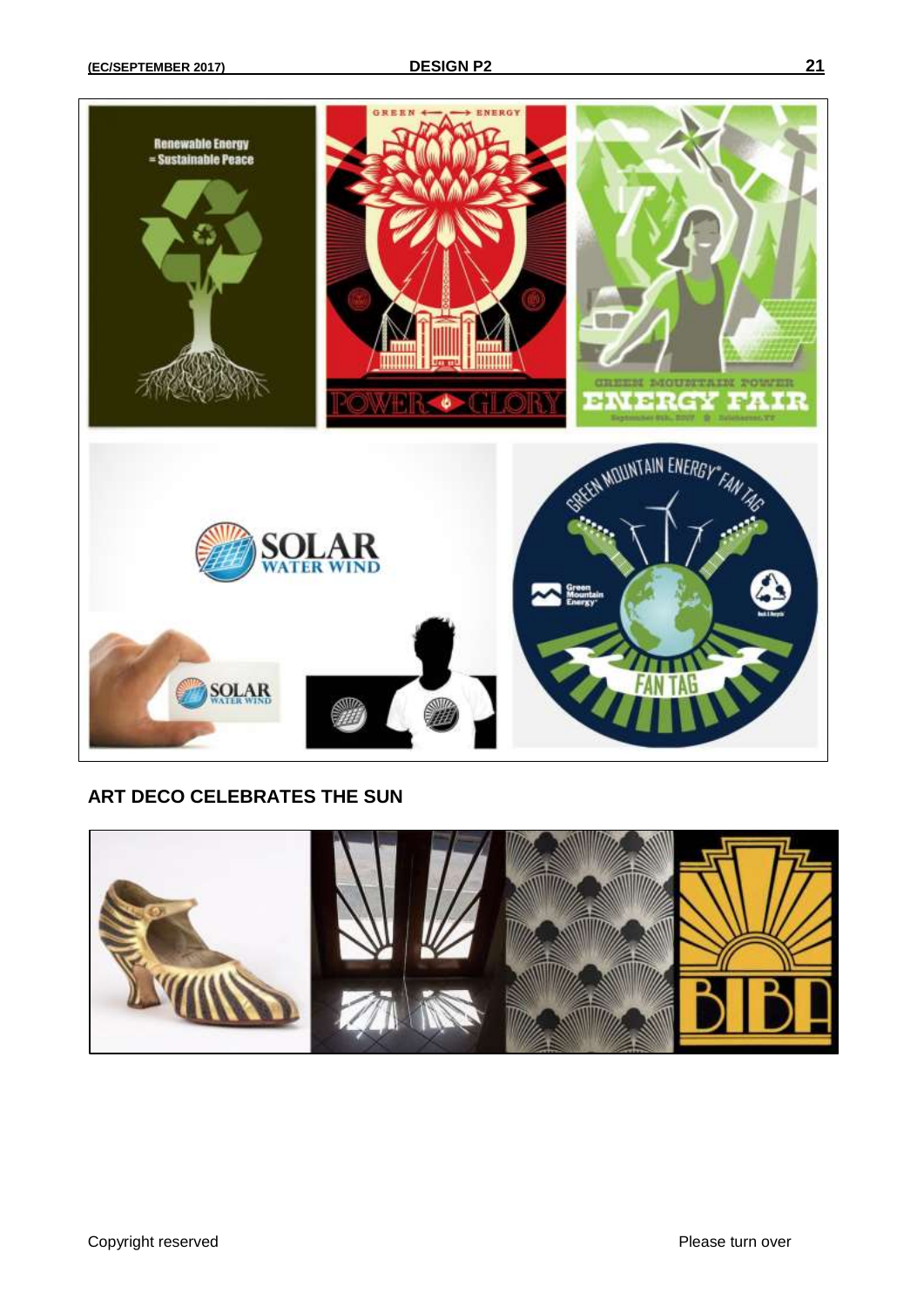## ART DECO CELEBRATES THE SUN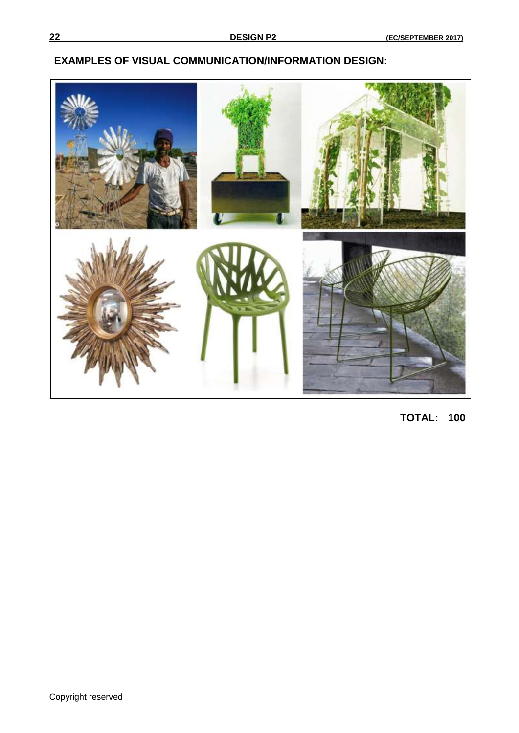## EXAMPLES OF VISUAL COMMUNICATION/INFORMATION DESIGN:

**TOTAL: 100**

Copyright reserved